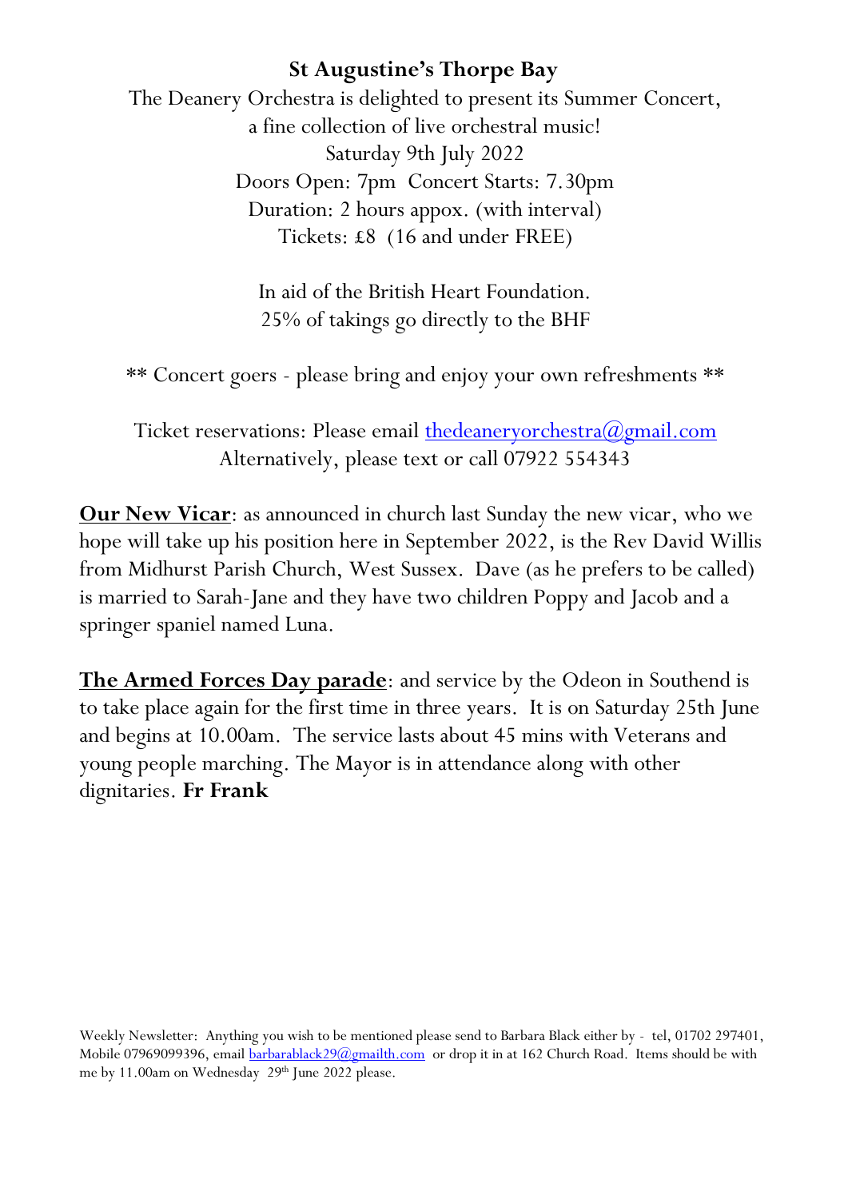**St Augustine's Thorpe Bay**

The Deanery Orchestra is delighted to present its Summer Concert,
a fine collection of live orchestral music!
Saturday 9th July 2022
Doors Open: 7pm  Concert Starts: 7.30pm
Duration: 2 hours appox. (with interval)
Tickets: £8  (16 and under FREE)

In aid of the British Heart Foundation.
25% of takings go directly to the BHF

** Concert goers - please bring and enjoy your own refreshments **

Ticket reservations: Please email thedeaneryorchestra@gmail.com
Alternatively, please text or call 07922 554343

**Our New Vicar**: as announced in church last Sunday the new vicar, who we hope will take up his position here in September 2022, is the Rev David Willis from Midhurst Parish Church, West Sussex.  Dave (as he prefers to be called) is married to Sarah-Jane and they have two children Poppy and Jacob and a springer spaniel named Luna.

**The Armed Forces Day parade**: and service by the Odeon in Southend is to take place again for the first time in three years.  It is on Saturday 25th June and begins at 10.00am.  The service lasts about 45 mins with Veterans and young people marching. The Mayor is in attendance along with other dignitaries. **Fr Frank**

Weekly Newsletter:  Anything you wish to be mentioned please send to Barbara Black either by -  tel, 01702 297401, Mobile 07969099396, email barbarablack29@gmailth.com  or drop it in at 162 Church Road.  Items should be with me by 11.00am on Wednesday  29th June 2022 please.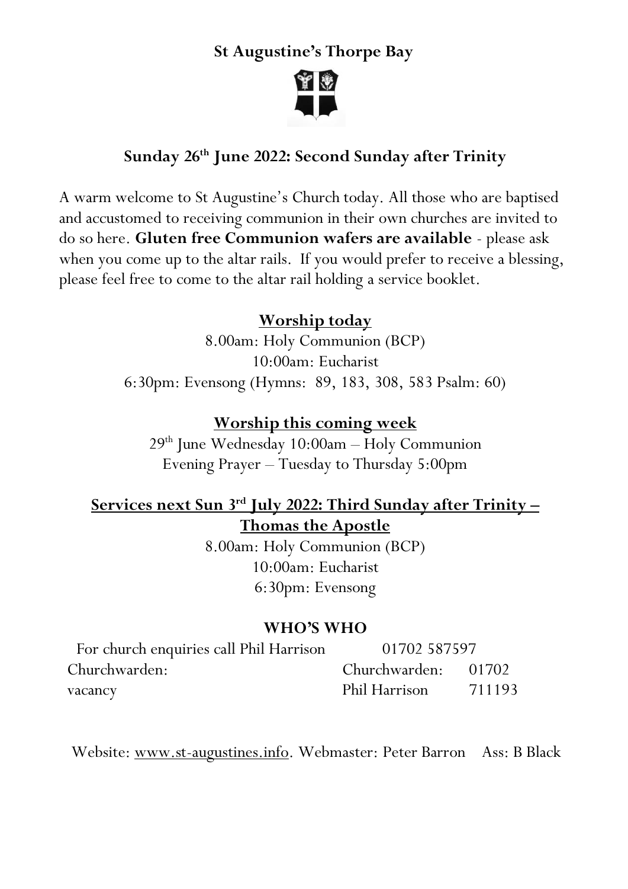**St Augustine's Thorpe Bay**

## Sunday 26th June 2022: Second Sunday after Trinity

A warm welcome to St Augustine's Church today. All those who are baptised and accustomed to receiving communion in their own churches are invited to do so here. **Gluten free Communion wafers are available** - please ask when you come up to the altar rails. If you would prefer to receive a blessing, please feel free to come to the altar rail holding a service booklet.

### Worship today

8.00am: Holy Communion (BCP)
10:00am: Eucharist
6:30pm: Evensong (Hymns: 89, 183, 308, 583 Psalm: 60)

### Worship this coming week

29th June Wednesday 10:00am – Holy Communion
Evening Prayer – Tuesday to Thursday 5:00pm

### Services next Sun 3rd July 2022: Third Sunday after Trinity – Thomas the Apostle

8.00am: Holy Communion (BCP)
10:00am: Eucharist
6:30pm: Evensong

### WHO'S WHO

| For church enquiries call Phil Harrison | 01702 587597 | |
|---|---|---|
| Churchwarden: vacancy | Churchwarden: Phil Harrison | 01702 711193 |

Website: www.st-augustines.info. Webmaster: Peter Barron Ass: B Black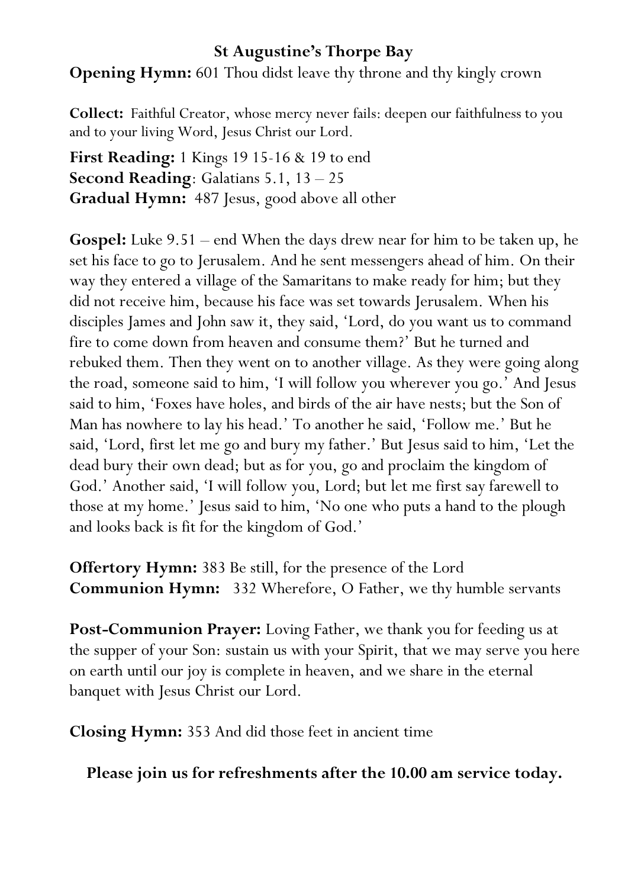## St Augustine's Thorpe Bay

**Opening Hymn:** 601 Thou didst leave thy throne and thy kingly crown

**Collect:** Faithful Creator, whose mercy never fails: deepen our faithfulness to you and to your living Word, Jesus Christ our Lord.

**First Reading:** 1 Kings 19 15-16 & 19 to end
**Second Reading**: Galatians 5.1, 13 – 25
**Gradual Hymn:** 487 Jesus, good above all other

**Gospel:** Luke 9.51 – end When the days drew near for him to be taken up, he set his face to go to Jerusalem. And he sent messengers ahead of him. On their way they entered a village of the Samaritans to make ready for him; but they did not receive him, because his face was set towards Jerusalem. When his disciples James and John saw it, they said, 'Lord, do you want us to command fire to come down from heaven and consume them?' But he turned and rebuked them. Then they went on to another village. As they were going along the road, someone said to him, 'I will follow you wherever you go.' And Jesus said to him, 'Foxes have holes, and birds of the air have nests; but the Son of Man has nowhere to lay his head.' To another he said, 'Follow me.' But he said, 'Lord, first let me go and bury my father.' But Jesus said to him, 'Let the dead bury their own dead; but as for you, go and proclaim the kingdom of God.' Another said, 'I will follow you, Lord; but let me first say farewell to those at my home.' Jesus said to him, 'No one who puts a hand to the plough and looks back is fit for the kingdom of God.'

**Offertory Hymn:** 383 Be still, for the presence of the Lord
**Communion Hymn:** 332 Wherefore, O Father, we thy humble servants

**Post-Communion Prayer:** Loving Father, we thank you for feeding us at the supper of your Son: sustain us with your Spirit, that we may serve you here on earth until our joy is complete in heaven, and we share in the eternal banquet with Jesus Christ our Lord.

**Closing Hymn:** 353 And did those feet in ancient time

**Please join us for refreshments after the 10.00 am service today.**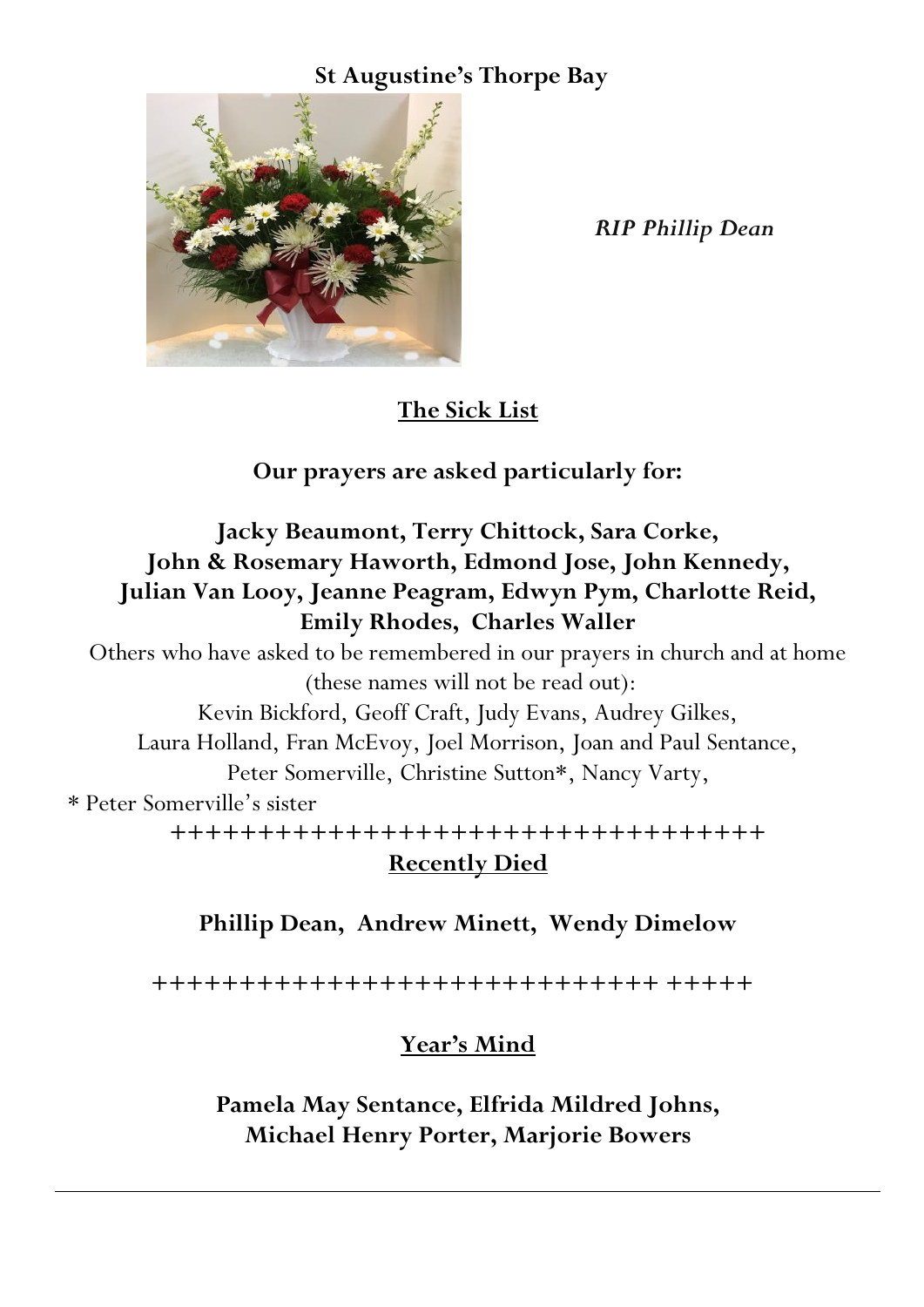**St Augustine's Thorpe Bay**

*RIP Phillip Dean*

## The Sick List

**Our prayers are asked particularly for:**

**Jacky Beaumont, Terry Chittock, Sara Corke, John & Rosemary Haworth, Edmond Jose, John Kennedy, Julian Van Looy, Jeanne Peagram, Edwyn Pym, Charlotte Reid, Emily Rhodes, Charles Waller**

Others who have asked to be remembered in our prayers in church and at home (these names will not be read out):

Kevin Bickford, Geoff Craft, Judy Evans, Audrey Gilkes, Laura Holland, Fran McEvoy, Joel Morrison, Joan and Paul Sentance, Peter Somerville, Christine Sutton*, Nancy Varty,

* Peter Somerville's sister

+++++++++++++++++++++++++++++++++++

## Recently Died

**Phillip Dean, Andrew Minett, Wendy Dimelow**

++++++++++++++++++++++++++++++ +++++

## Year's Mind

**Pamela May Sentance, Elfrida Mildred Johns, Michael Henry Porter, Marjorie Bowers**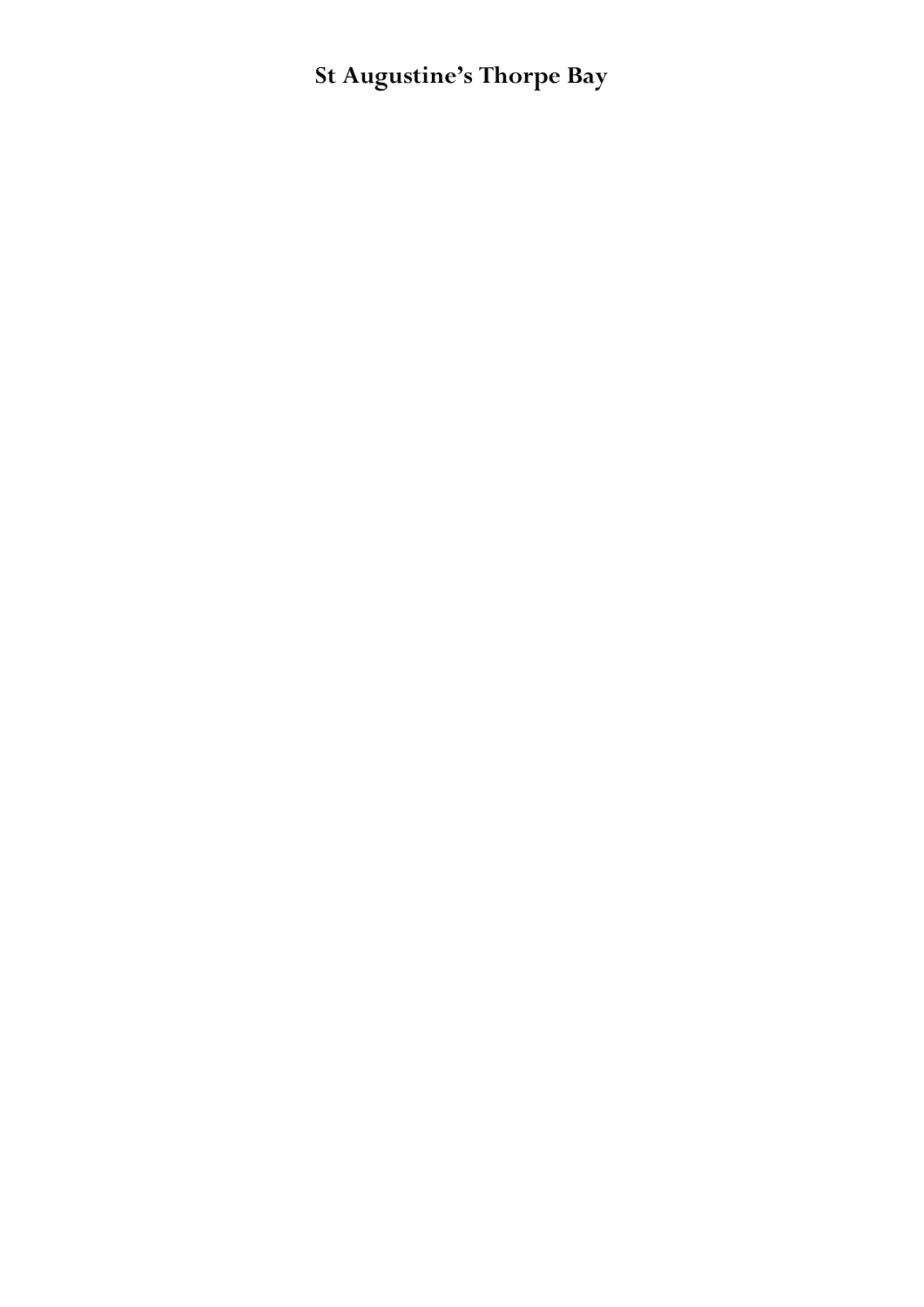**St Augustine's Thorpe Bay**